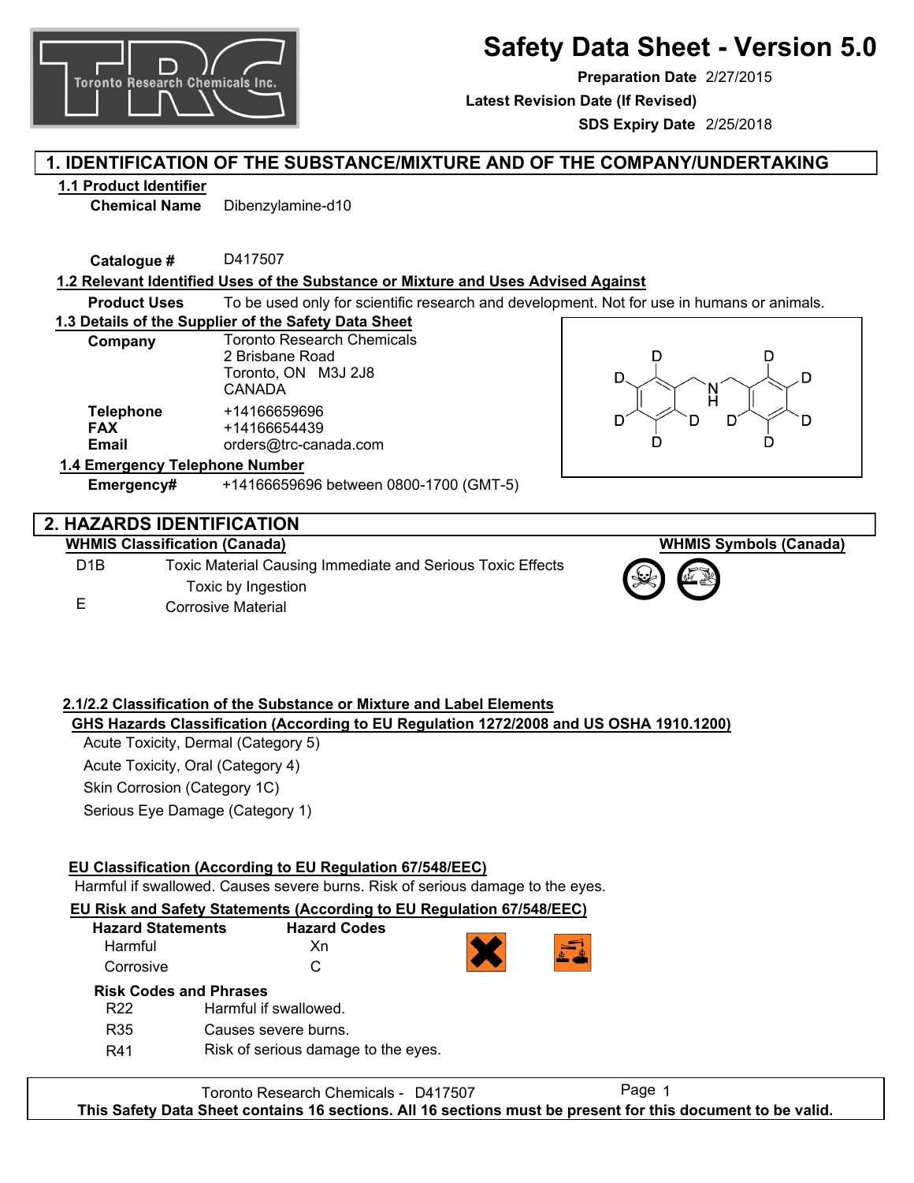# Safety Data Sheet - Version 5.0

**Preparation Date** 2/27/2015
**Latest Revision Date (If Revised)**
**SDS Expiry Date** 2/25/2018

## 1. IDENTIFICATION OF THE SUBSTANCE/MIXTURE AND OF THE COMPANY/UNDERTAKING

### 1.1 Product Identifier

**Chemical Name** Dibenzylamine-d10

**Catalogue #** D417507

### 1.2 Relevant Identified Uses of the Substance or Mixture and Uses Advised Against

**Product Uses** To be used only for scientific research and development. Not for use in humans or animals.

### 1.3 Details of the Supplier of the Safety Data Sheet

**Company** Toronto Research Chemicals
2 Brisbane Road
Toronto, ON M3J 2J8
CANADA

**Telephone** +14166659696
**FAX** +14166654439
**Email** orders@trc-canada.com

### 1.4 Emergency Telephone Number

**Emergency#** +14166659696 between 0800-1700 (GMT-5)

## 2. HAZARDS IDENTIFICATION

### WHMIS Classification (Canada)

| | |
|---|---|
| D1B | Toxic Material Causing Immediate and Serious Toxic Effects<br>Toxic by Ingestion |
| E | Corrosive Material |

### WHMIS Symbols (Canada)

### 2.1/2.2 Classification of the Substance or Mixture and Label Elements

#### GHS Hazards Classification (According to EU Regulation 1272/2008 and US OSHA 1910.1200)

Acute Toxicity, Dermal (Category 5)

Acute Toxicity, Oral (Category 4)

Skin Corrosion (Category 1C)

Serious Eye Damage (Category 1)

#### EU Classification (According to EU Regulation 67/548/EEC)

Harmful if swallowed. Causes severe burns. Risk of serious damage to the eyes.

#### EU Risk and Safety Statements (According to EU Regulation 67/548/EEC)

| Hazard Statements | Hazard Codes |
|---|---|
| Harmful | Xn |
| Corrosive | C |

**Risk Codes and Phrases**

| | |
|---|---|
| R22 | Harmful if swallowed. |
| R35 | Causes severe burns. |
| R41 | Risk of serious damage to the eyes. |

Toronto Research Chemicals - D417507

**This Safety Data Sheet contains 16 sections. All 16 sections must be present for this document to be valid.**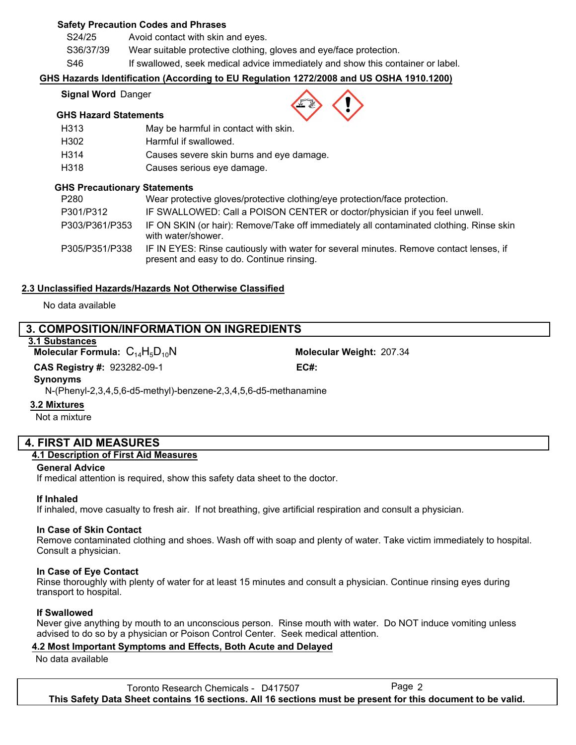**Safety Precaution Codes and Phrases**

| | |
|---|---|
| S24/25 | Avoid contact with skin and eyes. |
| S36/37/39 | Wear suitable protective clothing, gloves and eye/face protection. |
| S46 | If swallowed, seek medical advice immediately and show this container or label. |

**GHS Hazards Identification (According to EU Regulation 1272/2008 and US OSHA 1910.1200)**

**Signal Word** Danger

**GHS Hazard Statements**

| | |
|---|---|
| H313 | May be harmful in contact with skin. |
| H302 | Harmful if swallowed. |
| H314 | Causes severe skin burns and eye damage. |
| H318 | Causes serious eye damage. |

**GHS Precautionary Statements**

| | |
|---|---|
| P280 | Wear protective gloves/protective clothing/eye protection/face protection. |
| P301/P312 | IF SWALLOWED: Call a POISON CENTER or doctor/physician if you feel unwell. |
| P303/P361/P353 | IF ON SKIN (or hair): Remove/Take off immediately all contaminated clothing. Rinse skin with water/shower. |
| P305/P351/P338 | IF IN EYES: Rinse cautiously with water for several minutes. Remove contact lenses, if present and easy to do. Continue rinsing. |

**2.3 Unclassified Hazards/Hazards Not Otherwise Classified**

No data available

## 3. COMPOSITION/INFORMATION ON INGREDIENTS

**3.1 Substances**

**Molecular Formula:** $C_{14}H_5D_{10}N$ **Molecular Weight:** 207.34

**CAS Registry #:** 923282-09-1 **EC#:**

**Synonyms**

N-(Phenyl-2,3,4,5,6-d5-methyl)-benzene-2,3,4,5,6-d5-methanamine

**3.2 Mixtures**

Not a mixture

## 4. FIRST AID MEASURES

**4.1 Description of First Aid Measures**

**General Advice**

If medical attention is required, show this safety data sheet to the doctor.

**If Inhaled**

If inhaled, move casualty to fresh air. If not breathing, give artificial respiration and consult a physician.

**In Case of Skin Contact**

Remove contaminated clothing and shoes. Wash off with soap and plenty of water. Take victim immediately to hospital. Consult a physician.

**In Case of Eye Contact**

Rinse thoroughly with plenty of water for at least 15 minutes and consult a physician. Continue rinsing eyes during transport to hospital.

**If Swallowed**

Never give anything by mouth to an unconscious person. Rinse mouth with water. Do NOT induce vomiting unless advised to do so by a physician or Poison Control Center. Seek medical attention.

**4.2 Most Important Symptoms and Effects, Both Acute and Delayed**

No data available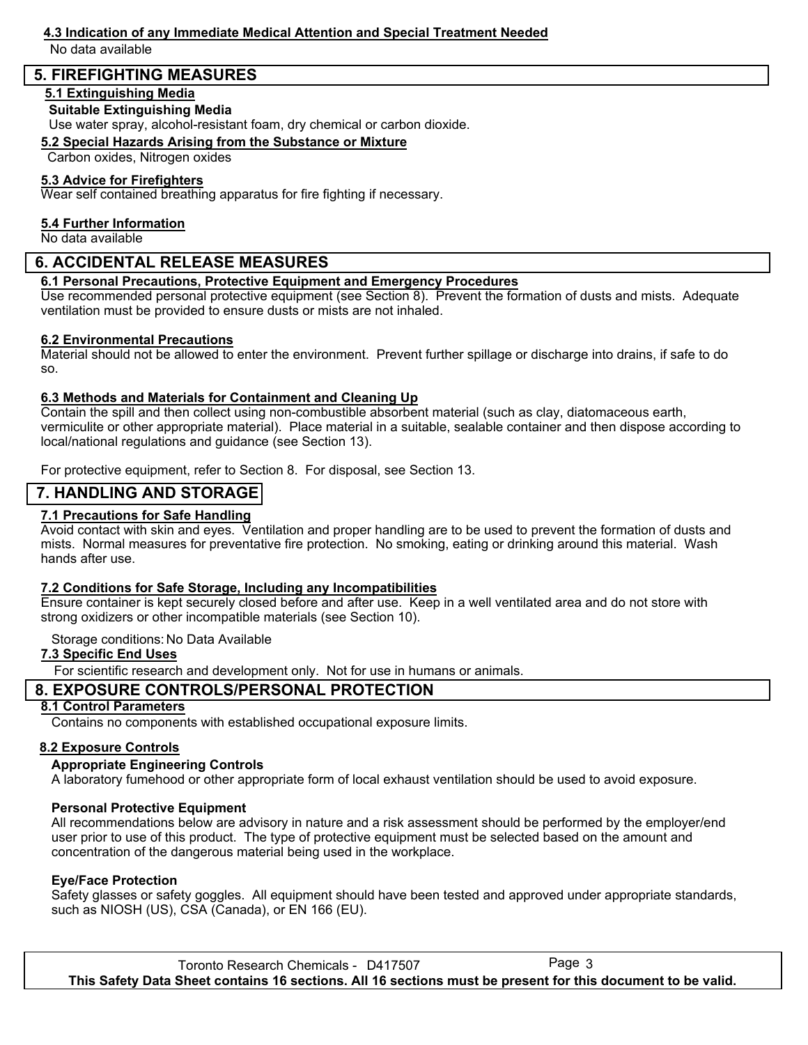### 4.3 Indication of any Immediate Medical Attention and Special Treatment Needed

No data available

## 5. FIREFIGHTING MEASURES

### 5.1 Extinguishing Media

**Suitable Extinguishing Media**

Use water spray, alcohol-resistant foam, dry chemical or carbon dioxide.

### 5.2 Special Hazards Arising from the Substance or Mixture

Carbon oxides, Nitrogen oxides

### 5.3 Advice for Firefighters

Wear self contained breathing apparatus for fire fighting if necessary.

### 5.4 Further Information

No data available

## 6. ACCIDENTAL RELEASE MEASURES

### 6.1 Personal Precautions, Protective Equipment and Emergency Procedures

Use recommended personal protective equipment (see Section 8). Prevent the formation of dusts and mists. Adequate ventilation must be provided to ensure dusts or mists are not inhaled.

### 6.2 Environmental Precautions

Material should not be allowed to enter the environment. Prevent further spillage or discharge into drains, if safe to do so.

### 6.3 Methods and Materials for Containment and Cleaning Up

Contain the spill and then collect using non-combustible absorbent material (such as clay, diatomaceous earth, vermiculite or other appropriate material). Place material in a suitable, sealable container and then dispose according to local/national regulations and guidance (see Section 13).

For protective equipment, refer to Section 8. For disposal, see Section 13.

## 7. HANDLING AND STORAGE

### 7.1 Precautions for Safe Handling

Avoid contact with skin and eyes. Ventilation and proper handling are to be used to prevent the formation of dusts and mists. Normal measures for preventative fire protection. No smoking, eating or drinking around this material. Wash hands after use.

### 7.2 Conditions for Safe Storage, Including any Incompatibilities

Ensure container is kept securely closed before and after use. Keep in a well ventilated area and do not store with strong oxidizers or other incompatible materials (see Section 10).

Storage conditions: No Data Available

### 7.3 Specific End Uses

For scientific research and development only. Not for use in humans or animals.

## 8. EXPOSURE CONTROLS/PERSONAL PROTECTION

### 8.1 Control Parameters

Contains no components with established occupational exposure limits.

### 8.2 Exposure Controls

**Appropriate Engineering Controls**

A laboratory fumehood or other appropriate form of local exhaust ventilation should be used to avoid exposure.

**Personal Protective Equipment**

All recommendations below are advisory in nature and a risk assessment should be performed by the employer/end user prior to use of this product. The type of protective equipment must be selected based on the amount and concentration of the dangerous material being used in the workplace.

**Eye/Face Protection**

Safety glasses or safety goggles. All equipment should have been tested and approved under appropriate standards, such as NIOSH (US), CSA (Canada), or EN 166 (EU).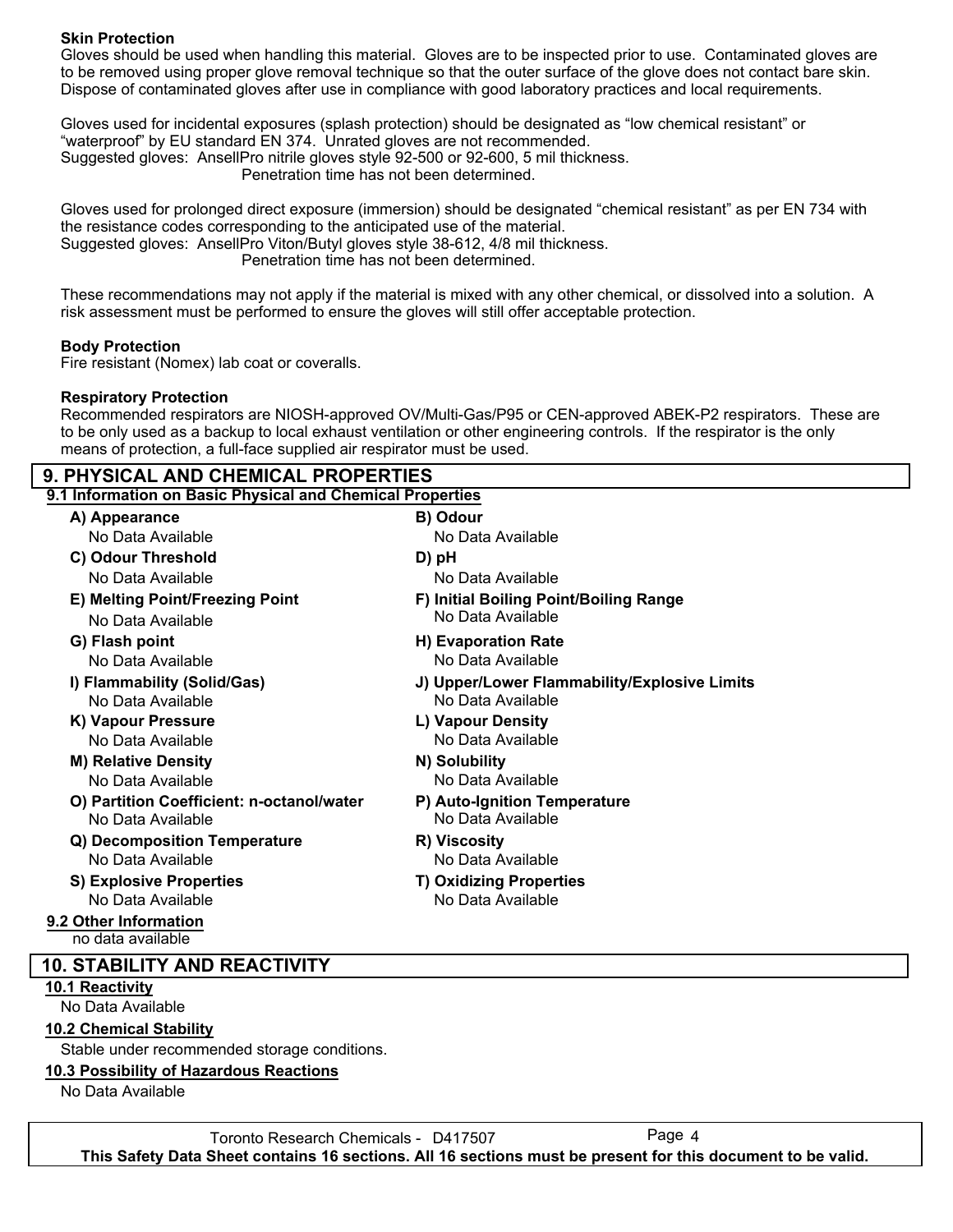**Skin Protection**

Gloves should be used when handling this material. Gloves are to be inspected prior to use. Contaminated gloves are to be removed using proper glove removal technique so that the outer surface of the glove does not contact bare skin. Dispose of contaminated gloves after use in compliance with good laboratory practices and local requirements.

Gloves used for incidental exposures (splash protection) should be designated as “low chemical resistant” or “waterproof” by EU standard EN 374. Unrated gloves are not recommended.
Suggested gloves: AnsellPro nitrile gloves style 92-500 or 92-600, 5 mil thickness.
Penetration time has not been determined.

Gloves used for prolonged direct exposure (immersion) should be designated “chemical resistant” as per EN 734 with the resistance codes corresponding to the anticipated use of the material.
Suggested gloves: AnsellPro Viton/Butyl gloves style 38-612, 4/8 mil thickness.
Penetration time has not been determined.

These recommendations may not apply if the material is mixed with any other chemical, or dissolved into a solution. A risk assessment must be performed to ensure the gloves will still offer acceptable protection.

**Body Protection**

Fire resistant (Nomex) lab coat or coveralls.

**Respiratory Protection**

Recommended respirators are NIOSH-approved OV/Multi-Gas/P95 or CEN-approved ABEK-P2 respirators. These are to be only used as a backup to local exhaust ventilation or other engineering controls. If the respirator is the only means of protection, a full-face supplied air respirator must be used.

## 9. PHYSICAL AND CHEMICAL PROPERTIES

### 9.1 Information on Basic Physical and Chemical Properties

**A) Appearance**
No Data Available

**B) Odour**
No Data Available

**C) Odour Threshold**
No Data Available

**D) pH**
No Data Available

**E) Melting Point/Freezing Point**
No Data Available

**F) Initial Boiling Point/Boiling Range**
No Data Available

**G) Flash point**
No Data Available

**H) Evaporation Rate**
No Data Available

**I) Flammability (Solid/Gas)**
No Data Available

**J) Upper/Lower Flammability/Explosive Limits**
No Data Available

**K) Vapour Pressure**
No Data Available

**L) Vapour Density**
No Data Available

**M) Relative Density**
No Data Available

**N) Solubility**
No Data Available

**O) Partition Coefficient: n-octanol/water**
No Data Available

**P) Auto-Ignition Temperature**
No Data Available

**Q) Decomposition Temperature**
No Data Available

**R) Viscosity**
No Data Available

**S) Explosive Properties**
No Data Available

**T) Oxidizing Properties**
No Data Available

### 9.2 Other Information

no data available

## 10. STABILITY AND REACTIVITY

### 10.1 Reactivity

No Data Available

### 10.2 Chemical Stability

Stable under recommended storage conditions.

### 10.3 Possibility of Hazardous Reactions

No Data Available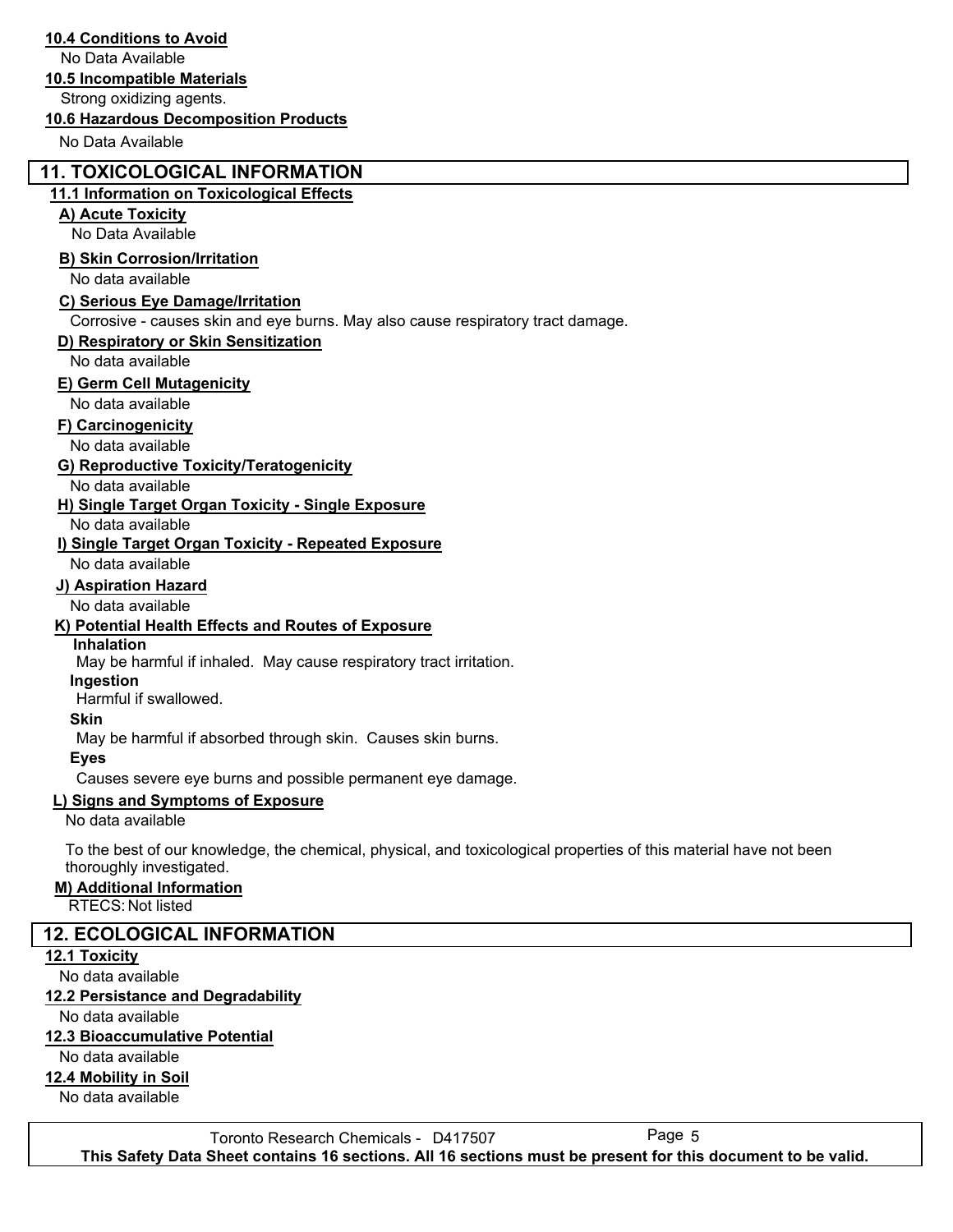### 10.4 Conditions to Avoid

No Data Available

### 10.5 Incompatible Materials

Strong oxidizing agents.

### 10.6 Hazardous Decomposition Products

No Data Available

## 11. TOXICOLOGICAL INFORMATION

### 11.1 Information on Toxicological Effects

**A) Acute Toxicity**

No Data Available

**B) Skin Corrosion/Irritation**

No data available

**C) Serious Eye Damage/Irritation**

Corrosive - causes skin and eye burns. May also cause respiratory tract damage.

**D) Respiratory or Skin Sensitization**

No data available

**E) Germ Cell Mutagenicity**

No data available

**F) Carcinogenicity**

No data available

**G) Reproductive Toxicity/Teratogenicity**

No data available

**H) Single Target Organ Toxicity - Single Exposure**

No data available

**I) Single Target Organ Toxicity - Repeated Exposure**

No data available

**J) Aspiration Hazard**

No data available

**K) Potential Health Effects and Routes of Exposure**

**Inhalation**

May be harmful if inhaled. May cause respiratory tract irritation.

**Ingestion**

Harmful if swallowed.

**Skin**

May be harmful if absorbed through skin. Causes skin burns.

**Eyes**

Causes severe eye burns and possible permanent eye damage.

**L) Signs and Symptoms of Exposure**

No data available

To the best of our knowledge, the chemical, physical, and toxicological properties of this material have not been thoroughly investigated.

**M) Additional Information**

RTECS: Not listed

## 12. ECOLOGICAL INFORMATION

### 12.1 Toxicity

No data available

### 12.2 Persistance and Degradability

No data available

### 12.3 Bioaccumulative Potential

No data available

### 12.4 Mobility in Soil

No data available

Toronto Research Chemicals - D417507

**This Safety Data Sheet contains 16 sections. All 16 sections must be present for this document to be valid.**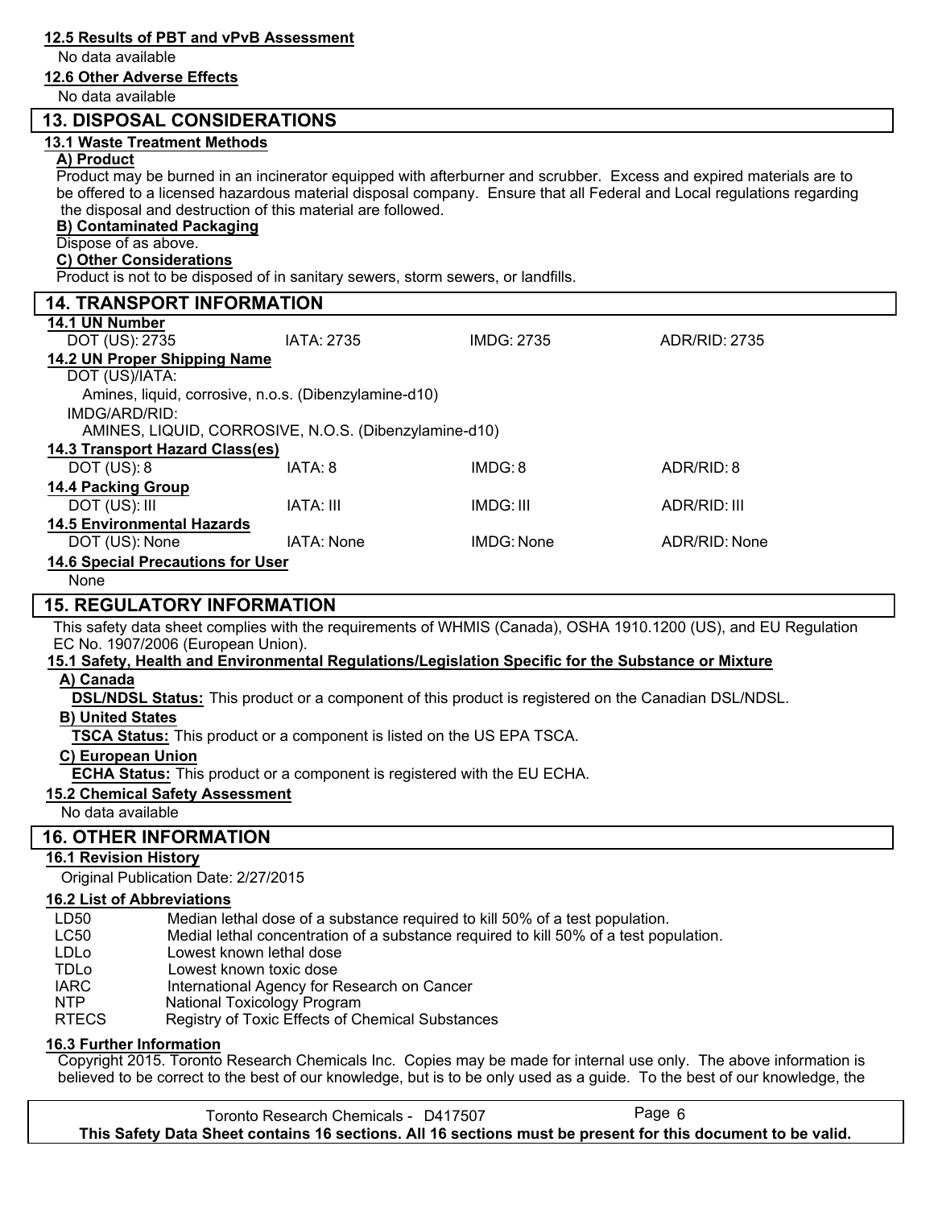#### 12.5 Results of PBT and vPvB Assessment

No data available

#### 12.6 Other Adverse Effects

No data available

## 13. DISPOSAL CONSIDERATIONS

### 13.1 Waste Treatment Methods

**A) Product**

Product may be burned in an incinerator equipped with afterburner and scrubber. Excess and expired materials are to be offered to a licensed hazardous material disposal company. Ensure that all Federal and Local regulations regarding the disposal and destruction of this material are followed.

**B) Contaminated Packaging**

Dispose of as above.

**C) Other Considerations**

Product is not to be disposed of in sanitary sewers, storm sewers, or landfills.

## 14. TRANSPORT INFORMATION

### 14.1 UN Number

| DOT (US): 2735 | IATA: 2735 | IMDG: 2735 | ADR/RID: 2735 |
|---|---|---|---|

### 14.2 UN Proper Shipping Name

DOT (US)/IATA:

Amines, liquid, corrosive, n.o.s. (Dibenzylamine-d10)

IMDG/ARD/RID:

AMINES, LIQUID, CORROSIVE, N.O.S. (Dibenzylamine-d10)

### 14.3 Transport Hazard Class(es)

| DOT (US): 8 | IATA: 8 | IMDG: 8 | ADR/RID: 8 |
|---|---|---|---|

### 14.4 Packing Group

| DOT (US): III | IATA: III | IMDG: III | ADR/RID: III |
|---|---|---|---|

### 14.5 Environmental Hazards

| DOT (US): None | IATA: None | IMDG: None | ADR/RID: None |
|---|---|---|---|

### 14.6 Special Precautions for User

None

## 15. REGULATORY INFORMATION

This safety data sheet complies with the requirements of WHMIS (Canada), OSHA 1910.1200 (US), and EU Regulation EC No. 1907/2006 (European Union).

### 15.1 Safety, Health and Environmental Regulations/Legislation Specific for the Substance or Mixture

**A) Canada**

**DSL/NDSL Status:** This product or a component of this product is registered on the Canadian DSL/NDSL.

**B) United States**

**TSCA Status:** This product or a component is listed on the US EPA TSCA.

**C) European Union**

**ECHA Status:** This product or a component is registered with the EU ECHA.

### 15.2 Chemical Safety Assessment

No data available

## 16. OTHER INFORMATION

### 16.1 Revision History

Original Publication Date: 2/27/2015

### 16.2 List of Abbreviations

| | |
|---|---|
| LD50 | Median lethal dose of a substance required to kill 50% of a test population. |
| LC50 | Medial lethal concentration of a substance required to kill 50% of a test population. |
| LDLo | Lowest known lethal dose |
| TDLo | Lowest known toxic dose |
| IARC | International Agency for Research on Cancer |
| NTP | National Toxicology Program |
| RTECS | Registry of Toxic Effects of Chemical Substances |

### 16.3 Further Information

Copyright 2015. Toronto Research Chemicals Inc. Copies may be made for internal use only. The above information is believed to be correct to the best of our knowledge, but is to be only used as a guide. To the best of our knowledge, the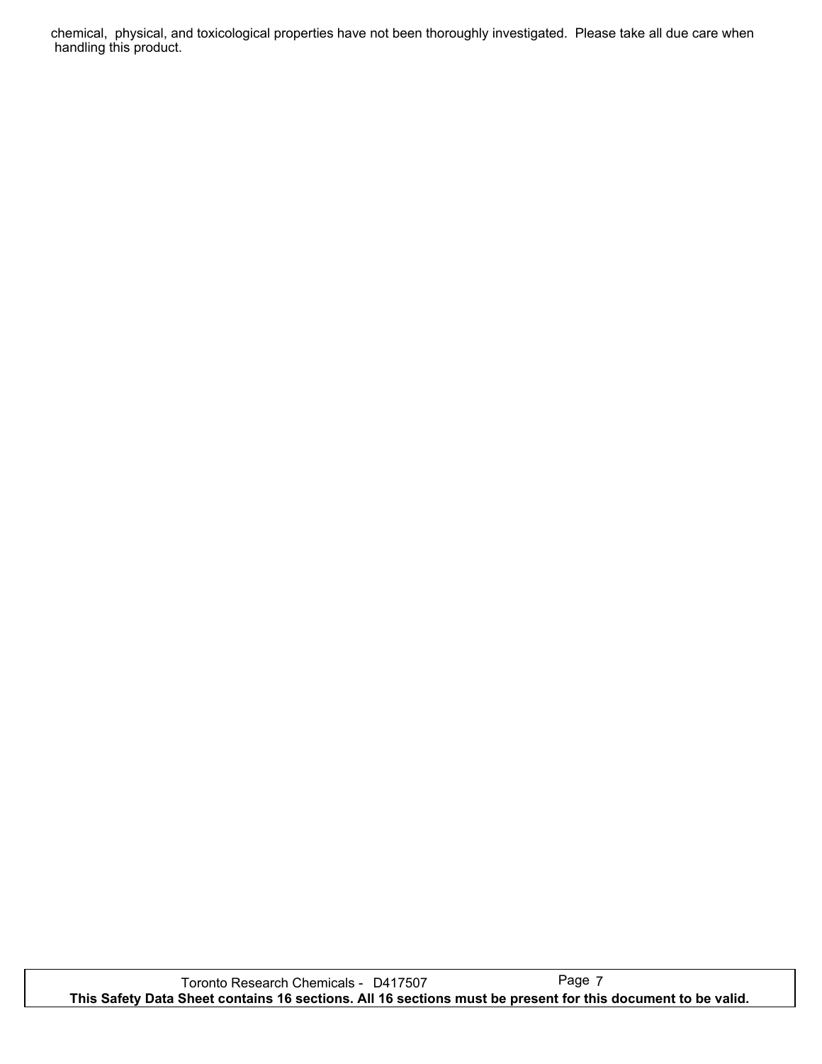chemical, physical, and toxicological properties have not been thoroughly investigated. Please take all due care when handling this product.